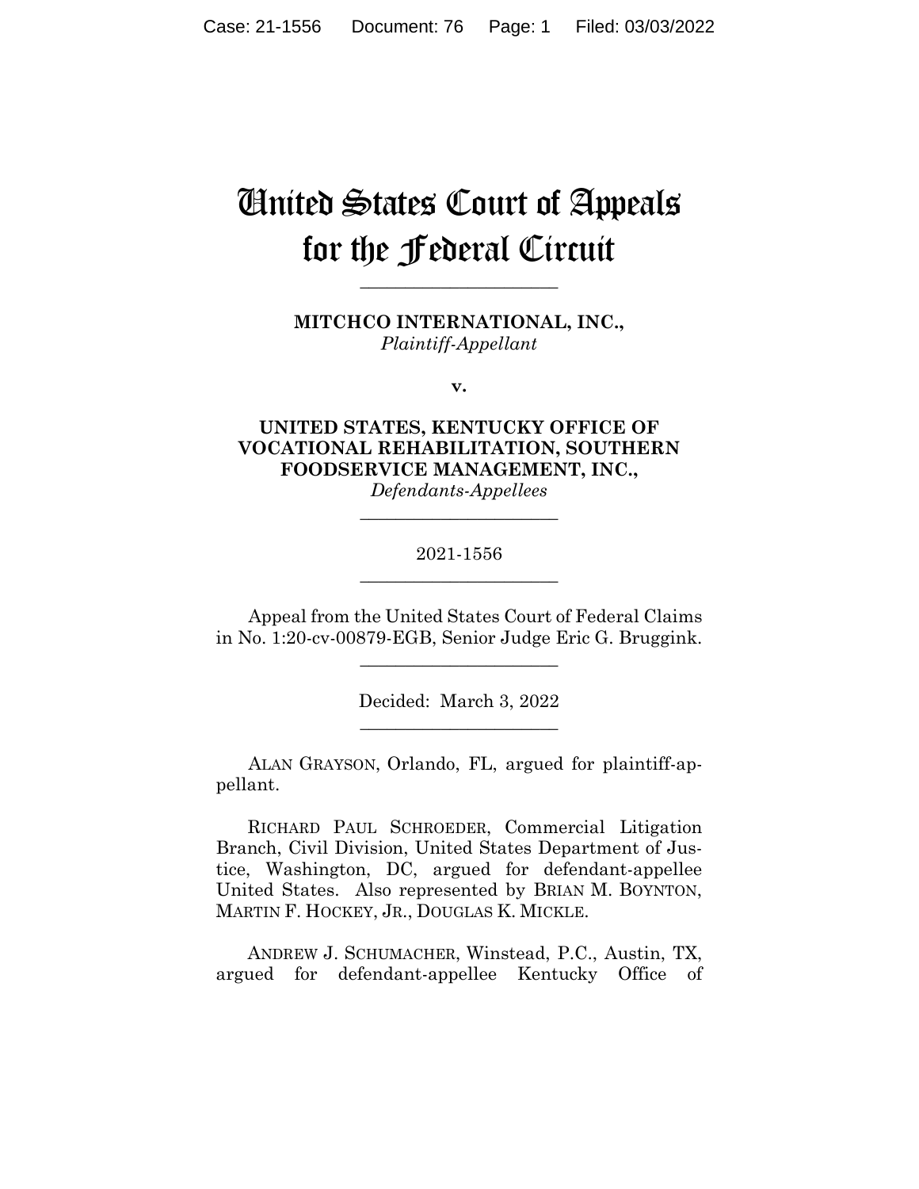# United States Court of Appeals for the Federal Circuit

______________________

**MITCHCO INTERNATIONAL, INC.,**
*Plaintiff-Appellant*

**v.**

**UNITED STATES, KENTUCKY OFFICE OF VOCATIONAL REHABILITATION, SOUTHERN FOODSERVICE MANAGEMENT, INC.,**
*Defendants-Appellees*

______________________

2021-1556

______________________

Appeal from the United States Court of Federal Claims in No. 1:20-cv-00879-EGB, Senior Judge Eric G. Bruggink.

______________________

Decided: March 3, 2022

______________________

ALAN GRAYSON, Orlando, FL, argued for plaintiff-appellant.

RICHARD PAUL SCHROEDER, Commercial Litigation Branch, Civil Division, United States Department of Justice, Washington, DC, argued for defendant-appellee United States. Also represented by BRIAN M. BOYNTON, MARTIN F. HOCKEY, JR., DOUGLAS K. MICKLE.

ANDREW J. SCHUMACHER, Winstead, P.C., Austin, TX, argued for defendant-appellee Kentucky Office of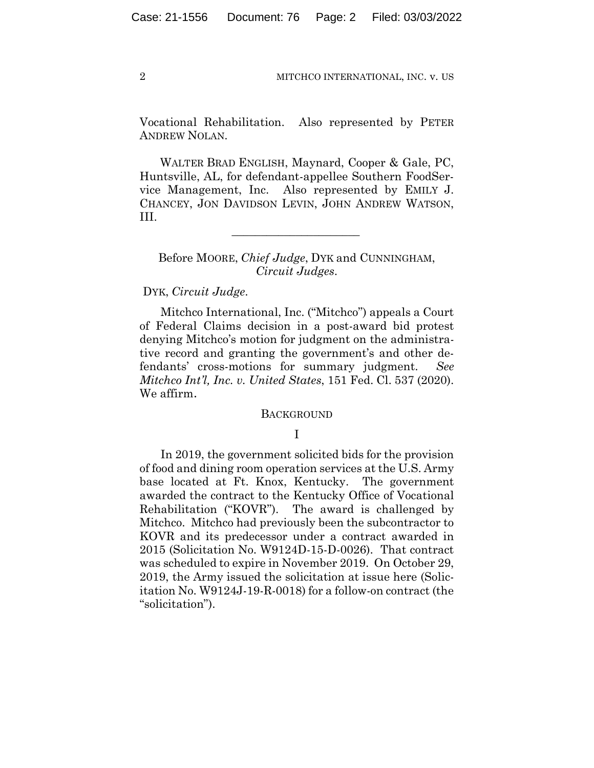Vocational Rehabilitation. Also represented by PETER ANDREW NOLAN.

WALTER BRAD ENGLISH, Maynard, Cooper & Gale, PC, Huntsville, AL, for defendant-appellee Southern FoodService Management, Inc. Also represented by EMILY J. CHANCEY, JON DAVIDSON LEVIN, JOHN ANDREW WATSON, III.

---

Before MOORE, *Chief Judge*, DYK and CUNNINGHAM, *Circuit Judges*.

DYK, *Circuit Judge*.

Mitchco International, Inc. ("Mitchco") appeals a Court of Federal Claims decision in a post-award bid protest denying Mitchco's motion for judgment on the administrative record and granting the government's and other defendants' cross-motions for summary judgment. *See Mitchco Int'l, Inc. v. United States*, 151 Fed. Cl. 537 (2020). We affirm.

## BACKGROUND

### I

In 2019, the government solicited bids for the provision of food and dining room operation services at the U.S. Army base located at Ft. Knox, Kentucky. The government awarded the contract to the Kentucky Office of Vocational Rehabilitation ("KOVR"). The award is challenged by Mitchco. Mitchco had previously been the subcontractor to KOVR and its predecessor under a contract awarded in 2015 (Solicitation No. W9124D-15-D-0026). That contract was scheduled to expire in November 2019. On October 29, 2019, the Army issued the solicitation at issue here (Solicitation No. W9124J-19-R-0018) for a follow-on contract (the "solicitation").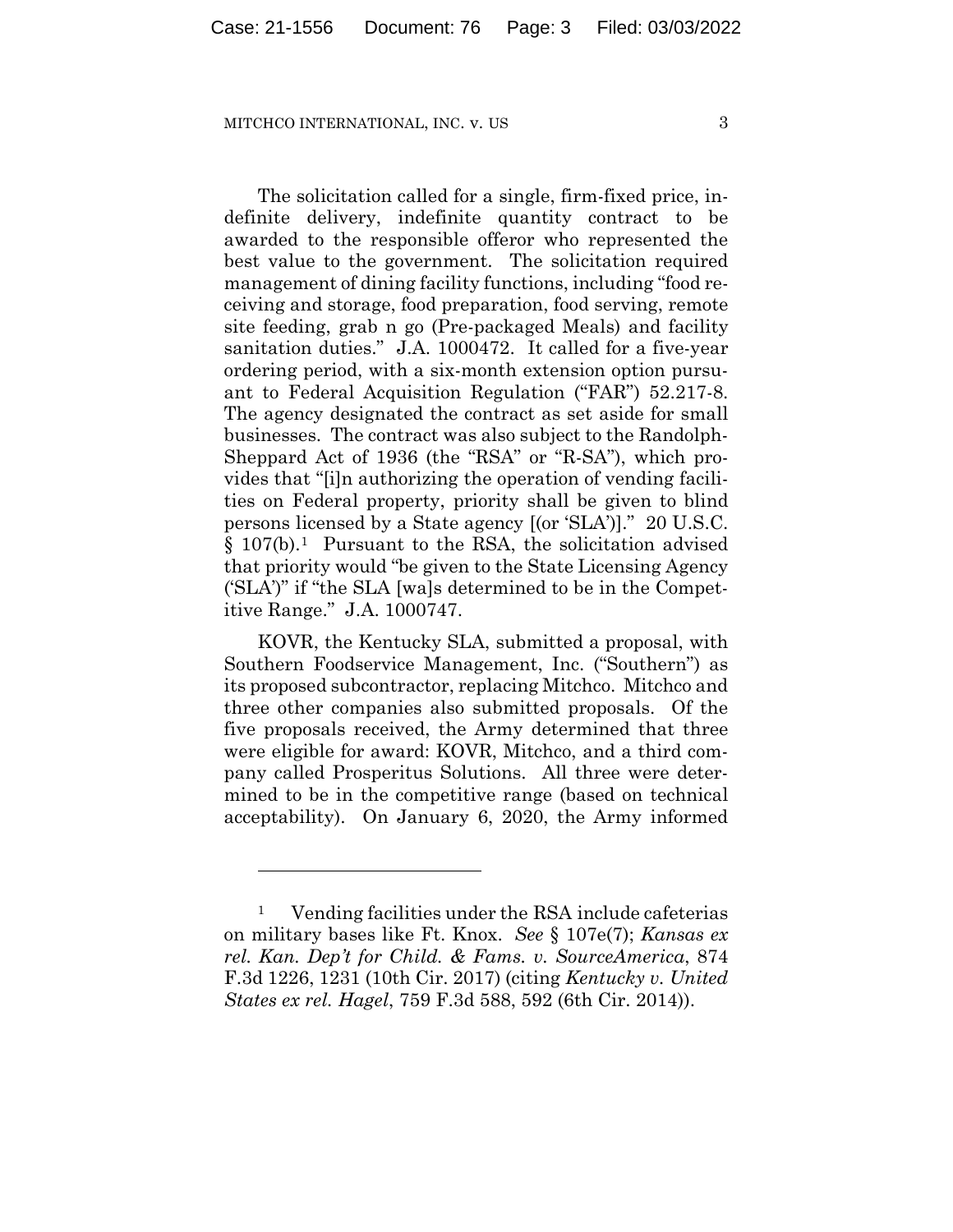The solicitation called for a single, firm-fixed price, indefinite delivery, indefinite quantity contract to be awarded to the responsible offeror who represented the best value to the government. The solicitation required management of dining facility functions, including "food receiving and storage, food preparation, food serving, remote site feeding, grab n go (Pre-packaged Meals) and facility sanitation duties." J.A. 1000472. It called for a five-year ordering period, with a six-month extension option pursuant to Federal Acquisition Regulation ("FAR") 52.217-8. The agency designated the contract as set aside for small businesses. The contract was also subject to the Randolph-Sheppard Act of 1936 (the "RSA" or "R-SA"), which provides that "[i]n authorizing the operation of vending facilities on Federal property, priority shall be given to blind persons licensed by a State agency [(or 'SLA')]." 20 U.S.C. § 107(b).[1] Pursuant to the RSA, the solicitation advised that priority would "be given to the State Licensing Agency ('SLA')" if "the SLA [wa]s determined to be in the Competitive Range." J.A. 1000747.

KOVR, the Kentucky SLA, submitted a proposal, with Southern Foodservice Management, Inc. ("Southern") as its proposed subcontractor, replacing Mitchco. Mitchco and three other companies also submitted proposals. Of the five proposals received, the Army determined that three were eligible for award: KOVR, Mitchco, and a third company called Prosperitus Solutions. All three were determined to be in the competitive range (based on technical acceptability). On January 6, 2020, the Army informed

---

[1] Vending facilities under the RSA include cafeterias on military bases like Ft. Knox. *See* § 107e(7); *Kansas ex rel. Kan. Dep't for Child. & Fams. v. SourceAmerica*, 874 F.3d 1226, 1231 (10th Cir. 2017) (citing *Kentucky v. United States ex rel. Hagel*, 759 F.3d 588, 592 (6th Cir. 2014)).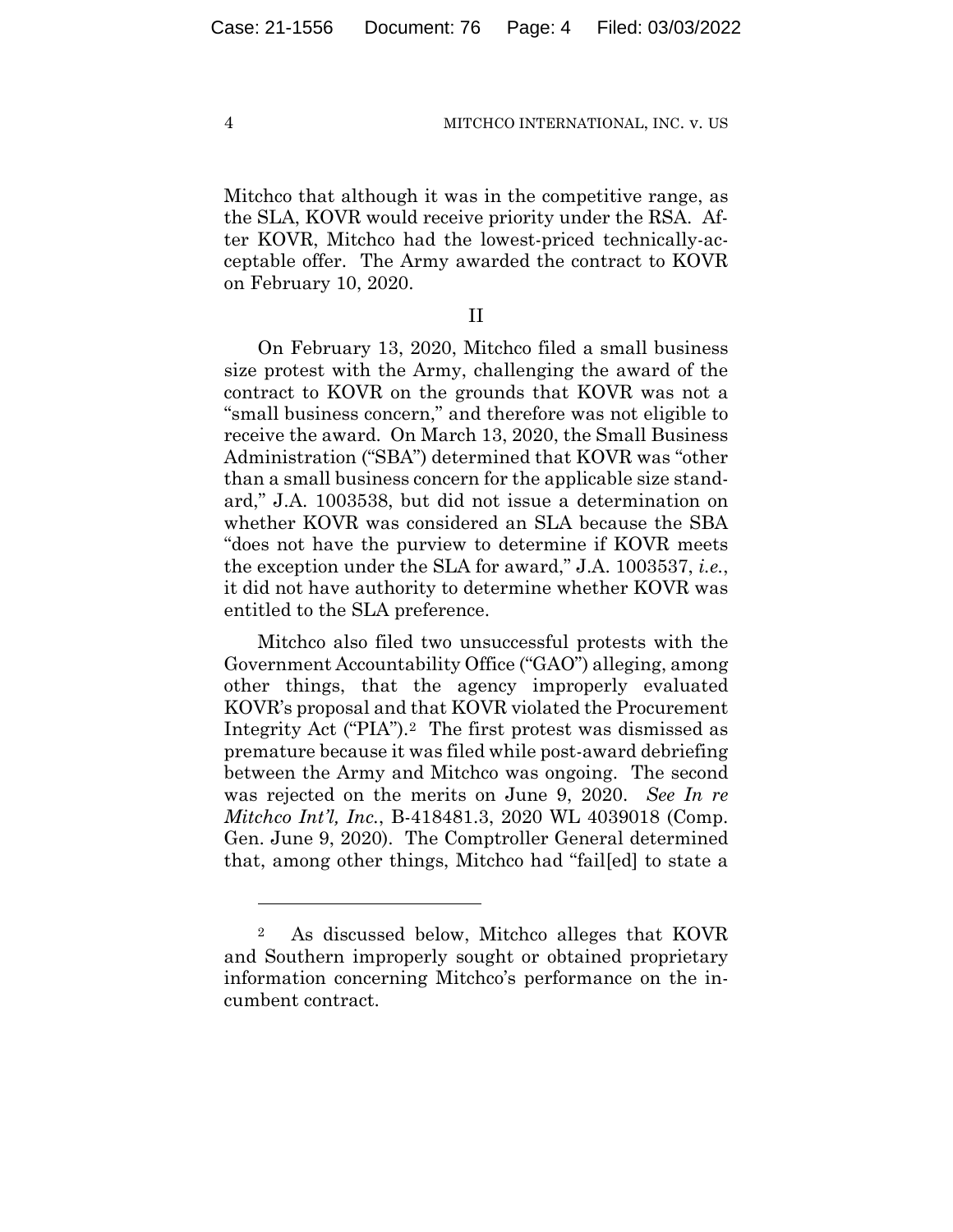Mitchco that although it was in the competitive range, as the SLA, KOVR would receive priority under the RSA. After KOVR, Mitchco had the lowest-priced technically-acceptable offer. The Army awarded the contract to KOVR on February 10, 2020.

## II

On February 13, 2020, Mitchco filed a small business size protest with the Army, challenging the award of the contract to KOVR on the grounds that KOVR was not a "small business concern," and therefore was not eligible to receive the award. On March 13, 2020, the Small Business Administration ("SBA") determined that KOVR was "other than a small business concern for the applicable size standard," J.A. 1003538, but did not issue a determination on whether KOVR was considered an SLA because the SBA "does not have the purview to determine if KOVR meets the exception under the SLA for award," J.A. 1003537, *i.e.*, it did not have authority to determine whether KOVR was entitled to the SLA preference.

Mitchco also filed two unsuccessful protests with the Government Accountability Office ("GAO") alleging, among other things, that the agency improperly evaluated KOVR's proposal and that KOVR violated the Procurement Integrity Act ("PIA").[2] The first protest was dismissed as premature because it was filed while post-award debriefing between the Army and Mitchco was ongoing. The second was rejected on the merits on June 9, 2020. *See In re Mitchco Int'l, Inc.*, B-418481.3, 2020 WL 4039018 (Comp. Gen. June 9, 2020). The Comptroller General determined that, among other things, Mitchco had "fail[ed] to state a

---

[2] As discussed below, Mitchco alleges that KOVR and Southern improperly sought or obtained proprietary information concerning Mitchco's performance on the incumbent contract.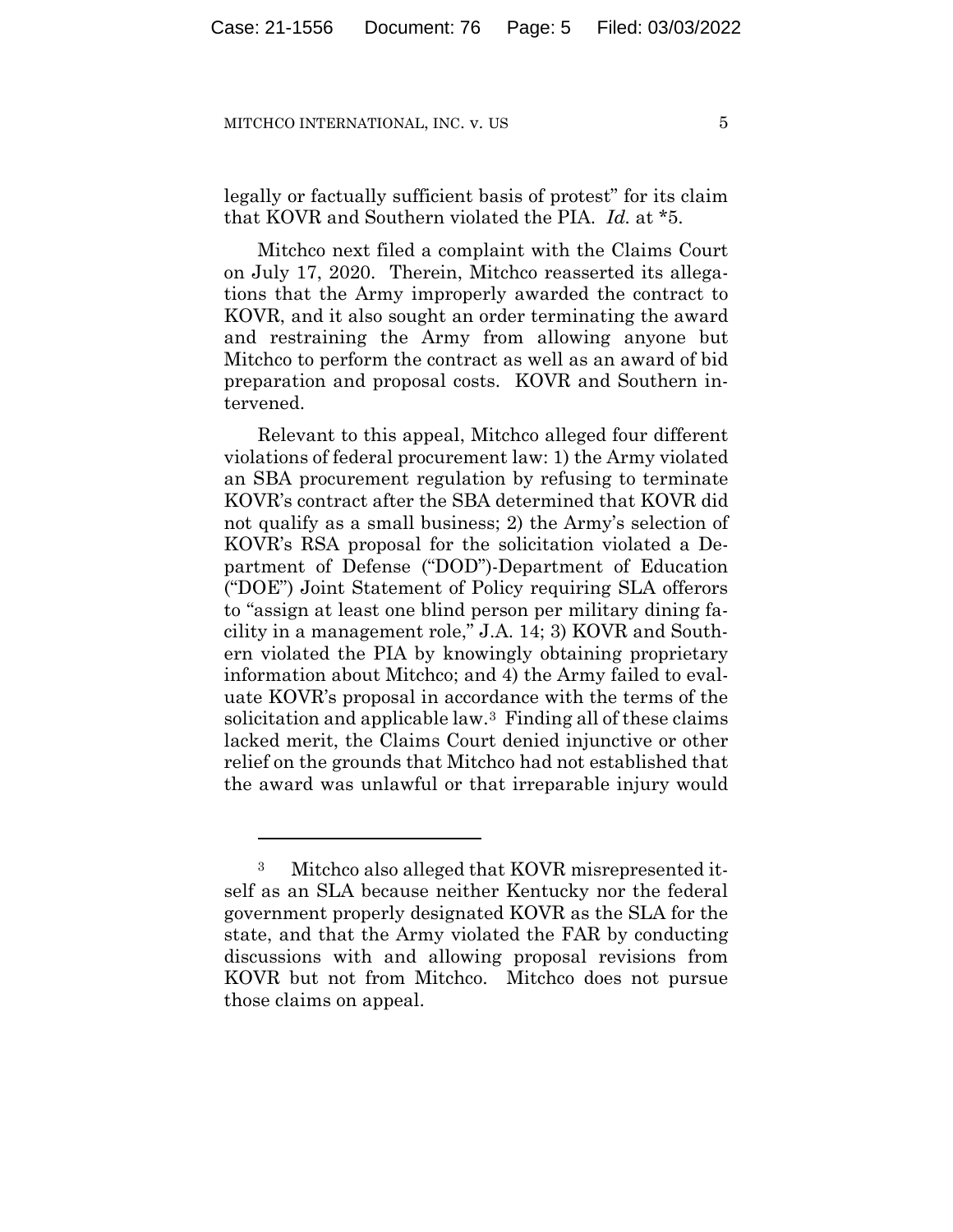legally or factually sufficient basis of protest" for its claim that KOVR and Southern violated the PIA. *Id.* at *5.

Mitchco next filed a complaint with the Claims Court on July 17, 2020. Therein, Mitchco reasserted its allegations that the Army improperly awarded the contract to KOVR, and it also sought an order terminating the award and restraining the Army from allowing anyone but Mitchco to perform the contract as well as an award of bid preparation and proposal costs. KOVR and Southern intervened.

Relevant to this appeal, Mitchco alleged four different violations of federal procurement law: 1) the Army violated an SBA procurement regulation by refusing to terminate KOVR's contract after the SBA determined that KOVR did not qualify as a small business; 2) the Army's selection of KOVR's RSA proposal for the solicitation violated a Department of Defense ("DOD")-Department of Education ("DOE") Joint Statement of Policy requiring SLA offerors to "assign at least one blind person per military dining facility in a management role," J.A. 14; 3) KOVR and Southern violated the PIA by knowingly obtaining proprietary information about Mitchco; and 4) the Army failed to evaluate KOVR's proposal in accordance with the terms of the solicitation and applicable law.[3] Finding all of these claims lacked merit, the Claims Court denied injunctive or other relief on the grounds that Mitchco had not established that the award was unlawful or that irreparable injury would

---

[3] Mitchco also alleged that KOVR misrepresented itself as an SLA because neither Kentucky nor the federal government properly designated KOVR as the SLA for the state, and that the Army violated the FAR by conducting discussions with and allowing proposal revisions from KOVR but not from Mitchco. Mitchco does not pursue those claims on appeal.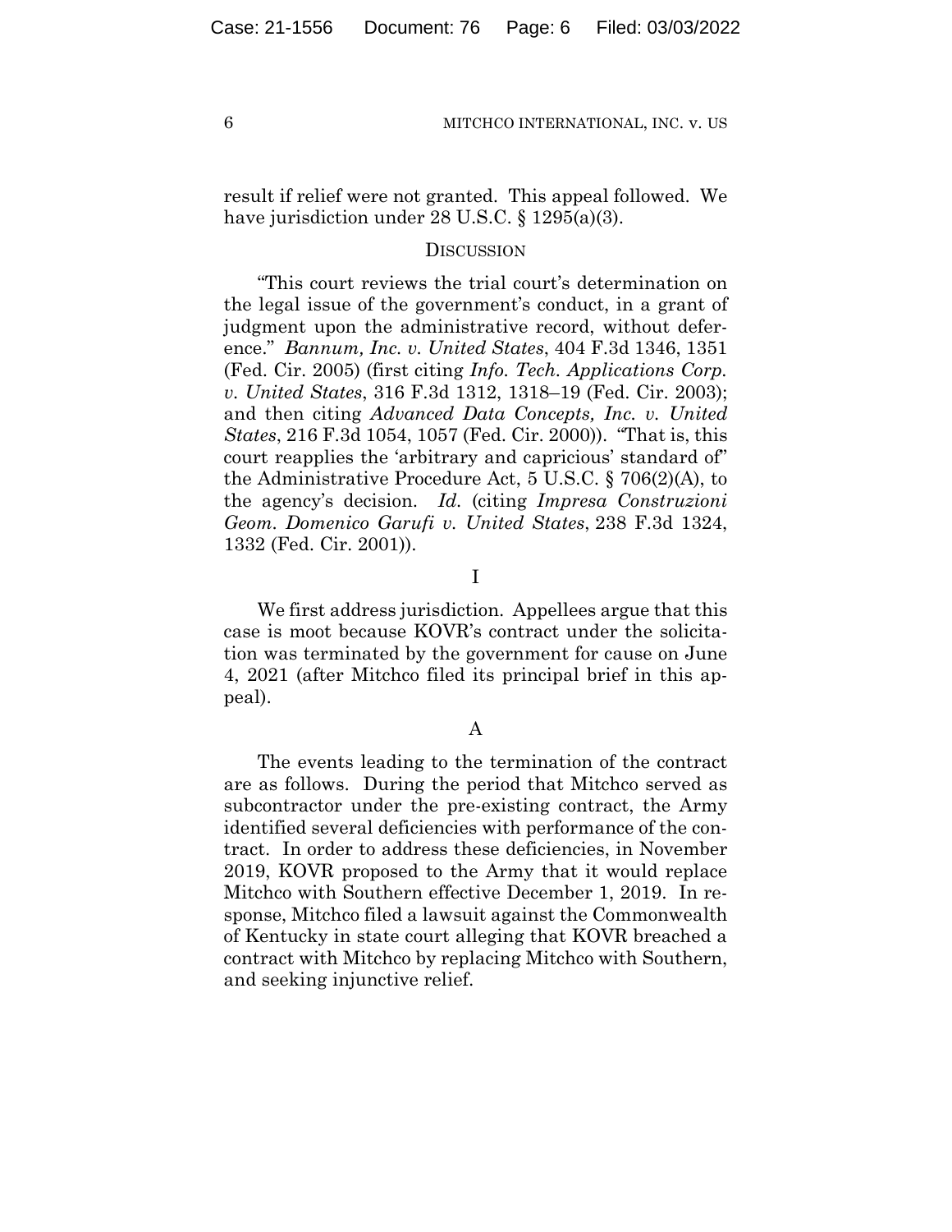result if relief were not granted. This appeal followed. We have jurisdiction under 28 U.S.C. § 1295(a)(3).

## DISCUSSION

"This court reviews the trial court's determination on the legal issue of the government's conduct, in a grant of judgment upon the administrative record, without deference." *Bannum, Inc. v. United States*, 404 F.3d 1346, 1351 (Fed. Cir. 2005) (first citing *Info. Tech. Applications Corp. v. United States*, 316 F.3d 1312, 1318–19 (Fed. Cir. 2003); and then citing *Advanced Data Concepts, Inc. v. United States*, 216 F.3d 1054, 1057 (Fed. Cir. 2000)). "That is, this court reapplies the 'arbitrary and capricious' standard of" the Administrative Procedure Act, 5 U.S.C. § 706(2)(A), to the agency's decision. *Id.* (citing *Impresa Construzioni Geom. Domenico Garufi v. United States*, 238 F.3d 1324, 1332 (Fed. Cir. 2001)).

### I

We first address jurisdiction. Appellees argue that this case is moot because KOVR's contract under the solicitation was terminated by the government for cause on June 4, 2021 (after Mitchco filed its principal brief in this appeal).

#### A

The events leading to the termination of the contract are as follows. During the period that Mitchco served as subcontractor under the pre-existing contract, the Army identified several deficiencies with performance of the contract. In order to address these deficiencies, in November 2019, KOVR proposed to the Army that it would replace Mitchco with Southern effective December 1, 2019. In response, Mitchco filed a lawsuit against the Commonwealth of Kentucky in state court alleging that KOVR breached a contract with Mitchco by replacing Mitchco with Southern, and seeking injunctive relief.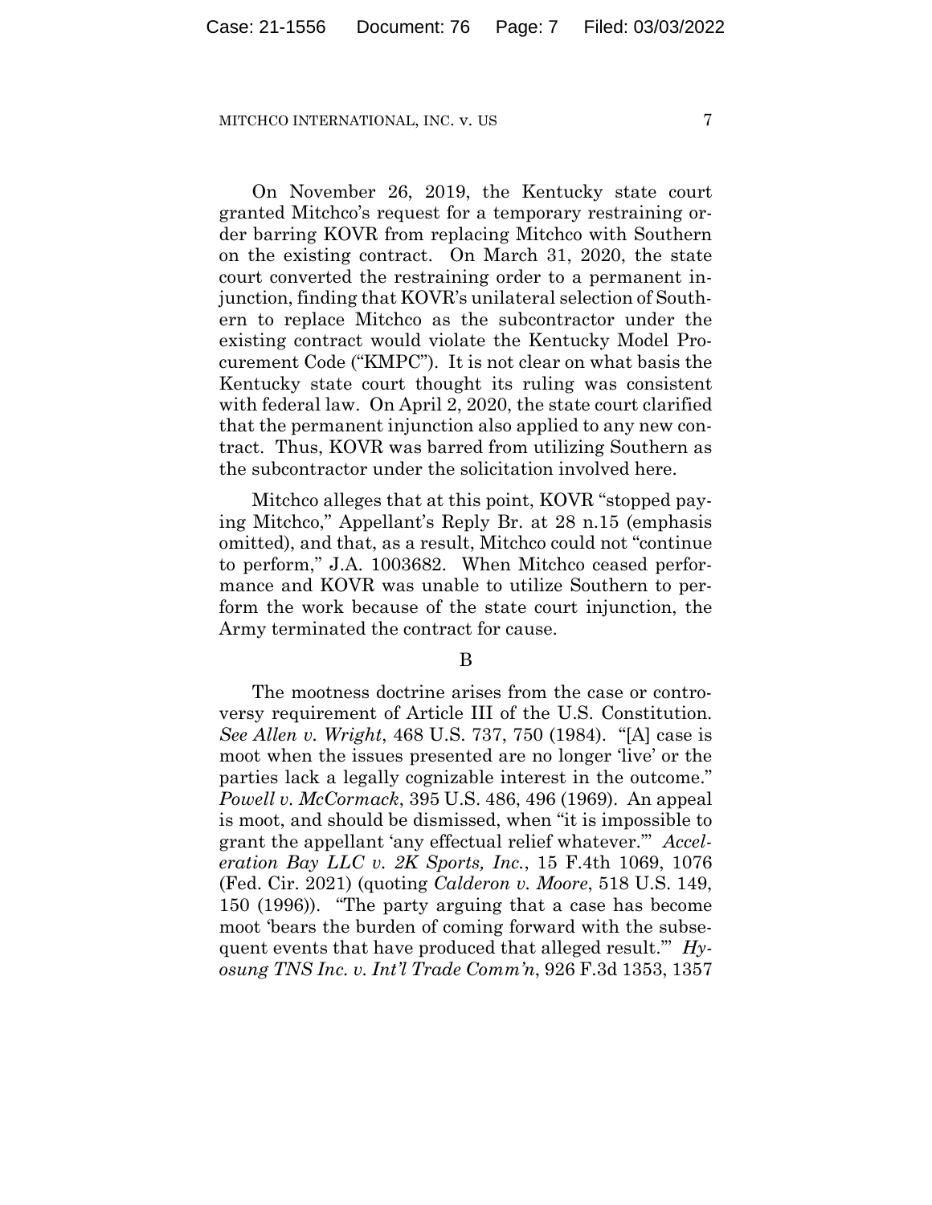On November 26, 2019, the Kentucky state court granted Mitchco's request for a temporary restraining order barring KOVR from replacing Mitchco with Southern on the existing contract. On March 31, 2020, the state court converted the restraining order to a permanent injunction, finding that KOVR's unilateral selection of Southern to replace Mitchco as the subcontractor under the existing contract would violate the Kentucky Model Procurement Code ("KMPC"). It is not clear on what basis the Kentucky state court thought its ruling was consistent with federal law. On April 2, 2020, the state court clarified that the permanent injunction also applied to any new contract. Thus, KOVR was barred from utilizing Southern as the subcontractor under the solicitation involved here.

Mitchco alleges that at this point, KOVR "stopped paying Mitchco," Appellant's Reply Br. at 28 n.15 (emphasis omitted), and that, as a result, Mitchco could not "continue to perform," J.A. 1003682. When Mitchco ceased performance and KOVR was unable to utilize Southern to perform the work because of the state court injunction, the Army terminated the contract for cause.

B

The mootness doctrine arises from the case or controversy requirement of Article III of the U.S. Constitution. *See Allen v. Wright*, 468 U.S. 737, 750 (1984). "[A] case is moot when the issues presented are no longer 'live' or the parties lack a legally cognizable interest in the outcome." *Powell v. McCormack*, 395 U.S. 486, 496 (1969). An appeal is moot, and should be dismissed, when "it is impossible to grant the appellant 'any effectual relief whatever.'" *Acceleration Bay LLC v. 2K Sports, Inc.*, 15 F.4th 1069, 1076 (Fed. Cir. 2021) (quoting *Calderon v. Moore*, 518 U.S. 149, 150 (1996)). "The party arguing that a case has become moot 'bears the burden of coming forward with the subsequent events that have produced that alleged result.'" *Hyosung TNS Inc. v. Int'l Trade Comm'n*, 926 F.3d 1353, 1357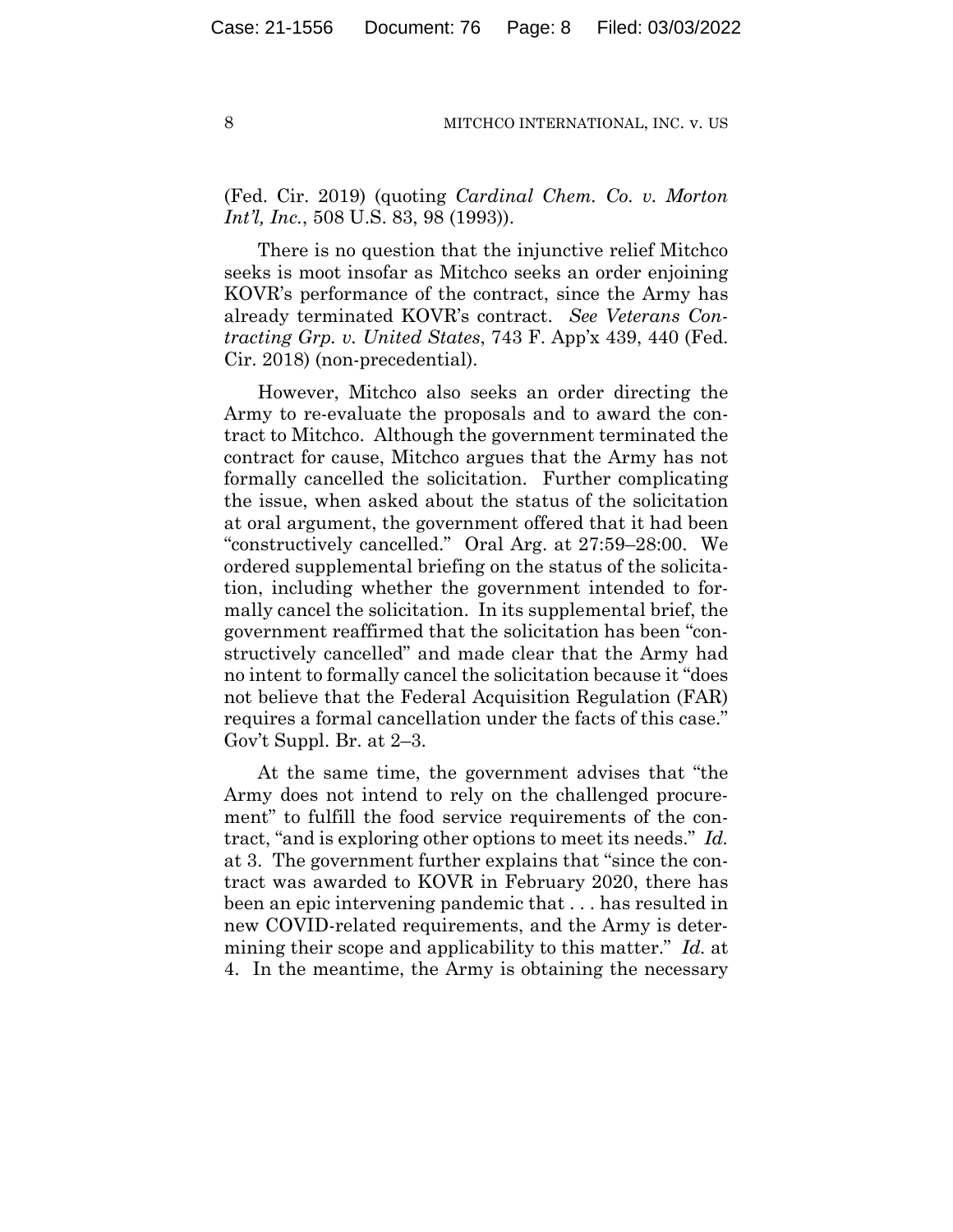(Fed. Cir. 2019) (quoting *Cardinal Chem. Co. v. Morton Int'l, Inc.*, 508 U.S. 83, 98 (1993)).

There is no question that the injunctive relief Mitchco seeks is moot insofar as Mitchco seeks an order enjoining KOVR's performance of the contract, since the Army has already terminated KOVR's contract. *See Veterans Contracting Grp. v. United States*, 743 F. App'x 439, 440 (Fed. Cir. 2018) (non-precedential).

However, Mitchco also seeks an order directing the Army to re-evaluate the proposals and to award the contract to Mitchco. Although the government terminated the contract for cause, Mitchco argues that the Army has not formally cancelled the solicitation. Further complicating the issue, when asked about the status of the solicitation at oral argument, the government offered that it had been "constructively cancelled." Oral Arg. at 27:59–28:00. We ordered supplemental briefing on the status of the solicitation, including whether the government intended to formally cancel the solicitation. In its supplemental brief, the government reaffirmed that the solicitation has been "constructively cancelled" and made clear that the Army had no intent to formally cancel the solicitation because it "does not believe that the Federal Acquisition Regulation (FAR) requires a formal cancellation under the facts of this case." Gov't Suppl. Br. at 2–3.

At the same time, the government advises that "the Army does not intend to rely on the challenged procurement" to fulfill the food service requirements of the contract, "and is exploring other options to meet its needs." *Id.* at 3. The government further explains that "since the contract was awarded to KOVR in February 2020, there has been an epic intervening pandemic that . . . has resulted in new COVID-related requirements, and the Army is determining their scope and applicability to this matter." *Id.* at 4. In the meantime, the Army is obtaining the necessary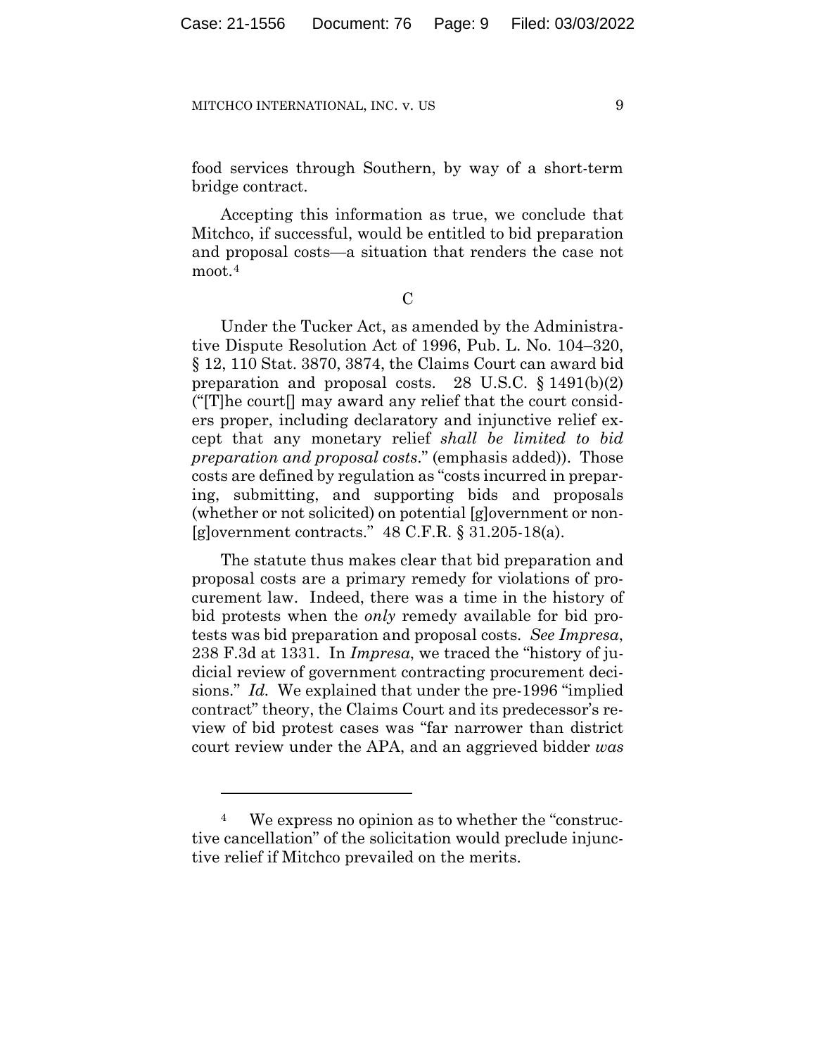food services through Southern, by way of a short-term bridge contract.

Accepting this information as true, we conclude that Mitchco, if successful, would be entitled to bid preparation and proposal costs—a situation that renders the case not moot.[4]

C

Under the Tucker Act, as amended by the Administrative Dispute Resolution Act of 1996, Pub. L. No. 104–320, § 12, 110 Stat. 3870, 3874, the Claims Court can award bid preparation and proposal costs. 28 U.S.C. § 1491(b)(2) ("[T]he court[] may award any relief that the court considers proper, including declaratory and injunctive relief except that any monetary relief *shall be limited to bid preparation and proposal costs*." (emphasis added)). Those costs are defined by regulation as "costs incurred in preparing, submitting, and supporting bids and proposals (whether or not solicited) on potential [g]overnment or non-[g]overnment contracts." 48 C.F.R. § 31.205-18(a).

The statute thus makes clear that bid preparation and proposal costs are a primary remedy for violations of procurement law. Indeed, there was a time in the history of bid protests when the *only* remedy available for bid protests was bid preparation and proposal costs. *See Impresa*, 238 F.3d at 1331. In *Impresa*, we traced the "history of judicial review of government contracting procurement decisions." *Id.* We explained that under the pre-1996 "implied contract" theory, the Claims Court and its predecessor's review of bid protest cases was "far narrower than district court review under the APA, and an aggrieved bidder *was*

[4] We express no opinion as to whether the "constructive cancellation" of the solicitation would preclude injunctive relief if Mitchco prevailed on the merits.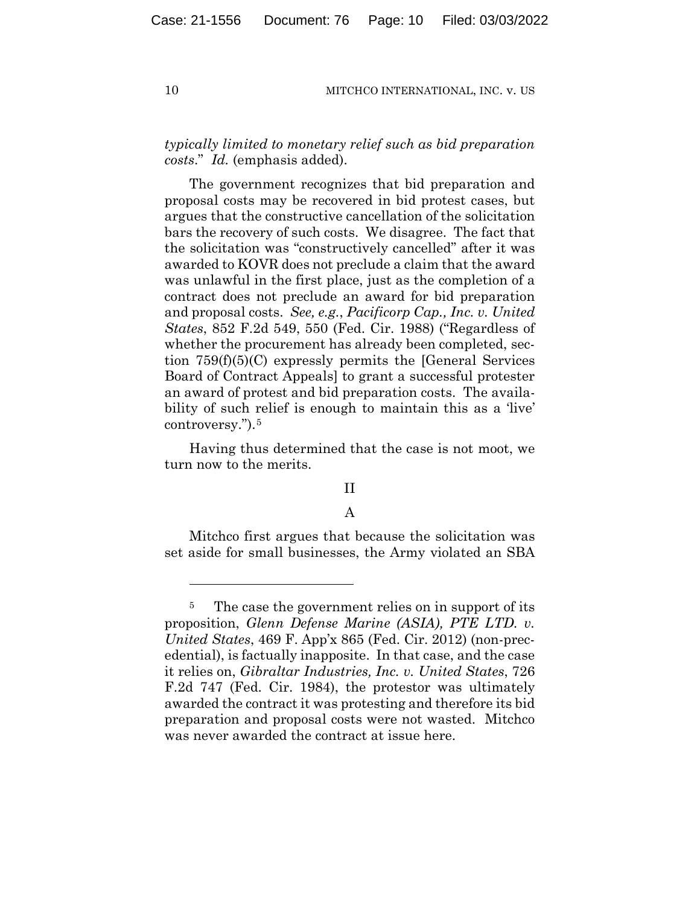*typically limited to monetary relief such as bid preparation costs*." *Id.* (emphasis added).

The government recognizes that bid preparation and proposal costs may be recovered in bid protest cases, but argues that the constructive cancellation of the solicitation bars the recovery of such costs. We disagree. The fact that the solicitation was "constructively cancelled" after it was awarded to KOVR does not preclude a claim that the award was unlawful in the first place, just as the completion of a contract does not preclude an award for bid preparation and proposal costs. *See, e.g.*, *Pacificorp Cap., Inc. v. United States*, 852 F.2d 549, 550 (Fed. Cir. 1988) ("Regardless of whether the procurement has already been completed, section 759(f)(5)(C) expressly permits the [General Services Board of Contract Appeals] to grant a successful protester an award of protest and bid preparation costs. The availability of such relief is enough to maintain this as a 'live' controversy.").[5]

Having thus determined that the case is not moot, we turn now to the merits.

## II

### A

Mitchco first argues that because the solicitation was set aside for small businesses, the Army violated an SBA

---

[5] The case the government relies on in support of its proposition, *Glenn Defense Marine (ASIA), PTE LTD. v. United States*, 469 F. App'x 865 (Fed. Cir. 2012) (non-precedential), is factually inapposite. In that case, and the case it relies on, *Gibraltar Industries, Inc. v. United States*, 726 F.2d 747 (Fed. Cir. 1984), the protestor was ultimately awarded the contract it was protesting and therefore its bid preparation and proposal costs were not wasted. Mitchco was never awarded the contract at issue here.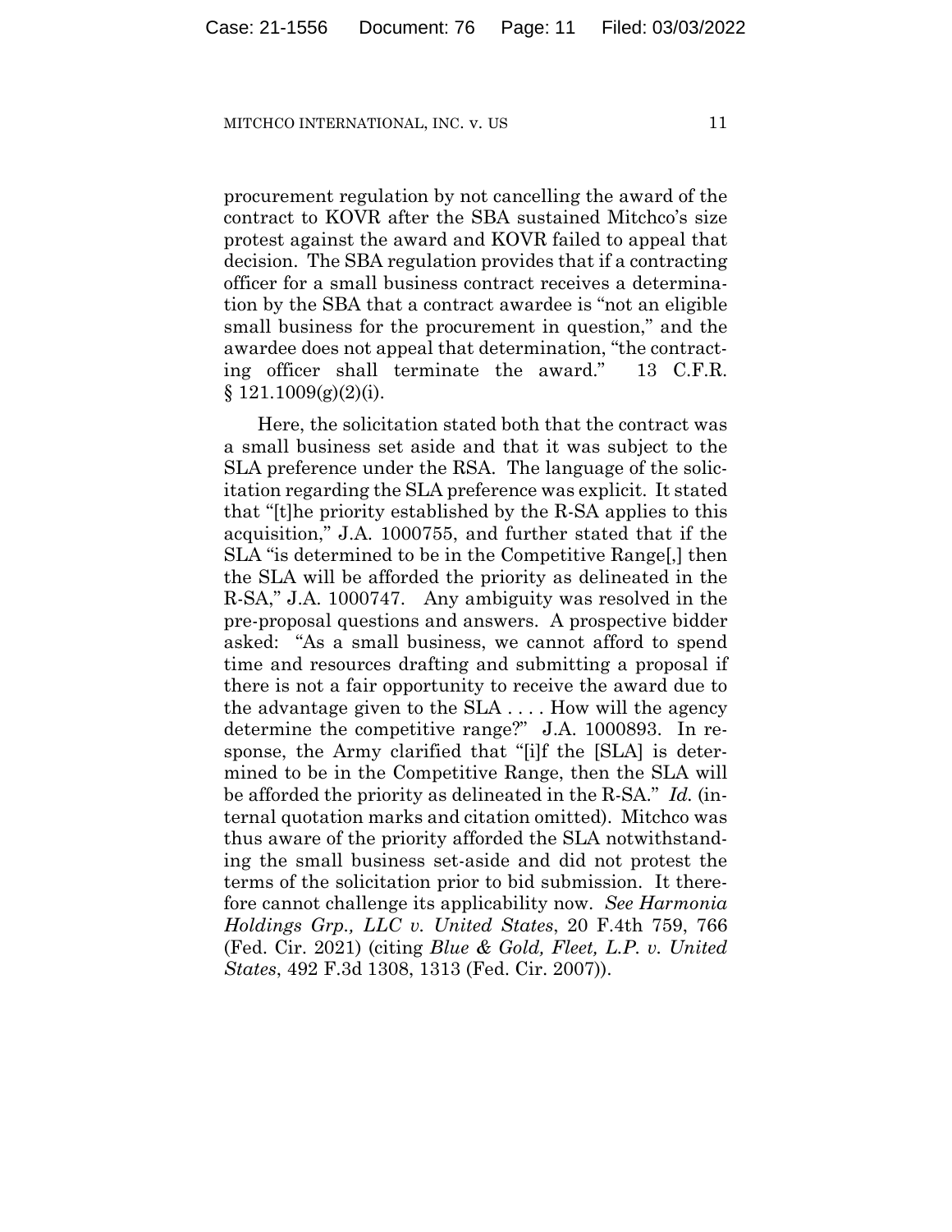procurement regulation by not cancelling the award of the contract to KOVR after the SBA sustained Mitchco's size protest against the award and KOVR failed to appeal that decision. The SBA regulation provides that if a contracting officer for a small business contract receives a determination by the SBA that a contract awardee is "not an eligible small business for the procurement in question," and the awardee does not appeal that determination, "the contracting officer shall terminate the award." 13 C.F.R. § 121.1009(g)(2)(i).

Here, the solicitation stated both that the contract was a small business set aside and that it was subject to the SLA preference under the RSA. The language of the solicitation regarding the SLA preference was explicit. It stated that "[t]he priority established by the R-SA applies to this acquisition," J.A. 1000755, and further stated that if the SLA "is determined to be in the Competitive Range[,] then the SLA will be afforded the priority as delineated in the R-SA," J.A. 1000747. Any ambiguity was resolved in the pre-proposal questions and answers. A prospective bidder asked: "As a small business, we cannot afford to spend time and resources drafting and submitting a proposal if there is not a fair opportunity to receive the award due to the advantage given to the SLA . . . . How will the agency determine the competitive range?" J.A. 1000893. In response, the Army clarified that "[i]f the [SLA] is determined to be in the Competitive Range, then the SLA will be afforded the priority as delineated in the R-SA." *Id.* (internal quotation marks and citation omitted). Mitchco was thus aware of the priority afforded the SLA notwithstanding the small business set-aside and did not protest the terms of the solicitation prior to bid submission. It therefore cannot challenge its applicability now. *See Harmonia Holdings Grp., LLC v. United States*, 20 F.4th 759, 766 (Fed. Cir. 2021) (citing *Blue & Gold, Fleet, L.P. v. United States*, 492 F.3d 1308, 1313 (Fed. Cir. 2007)).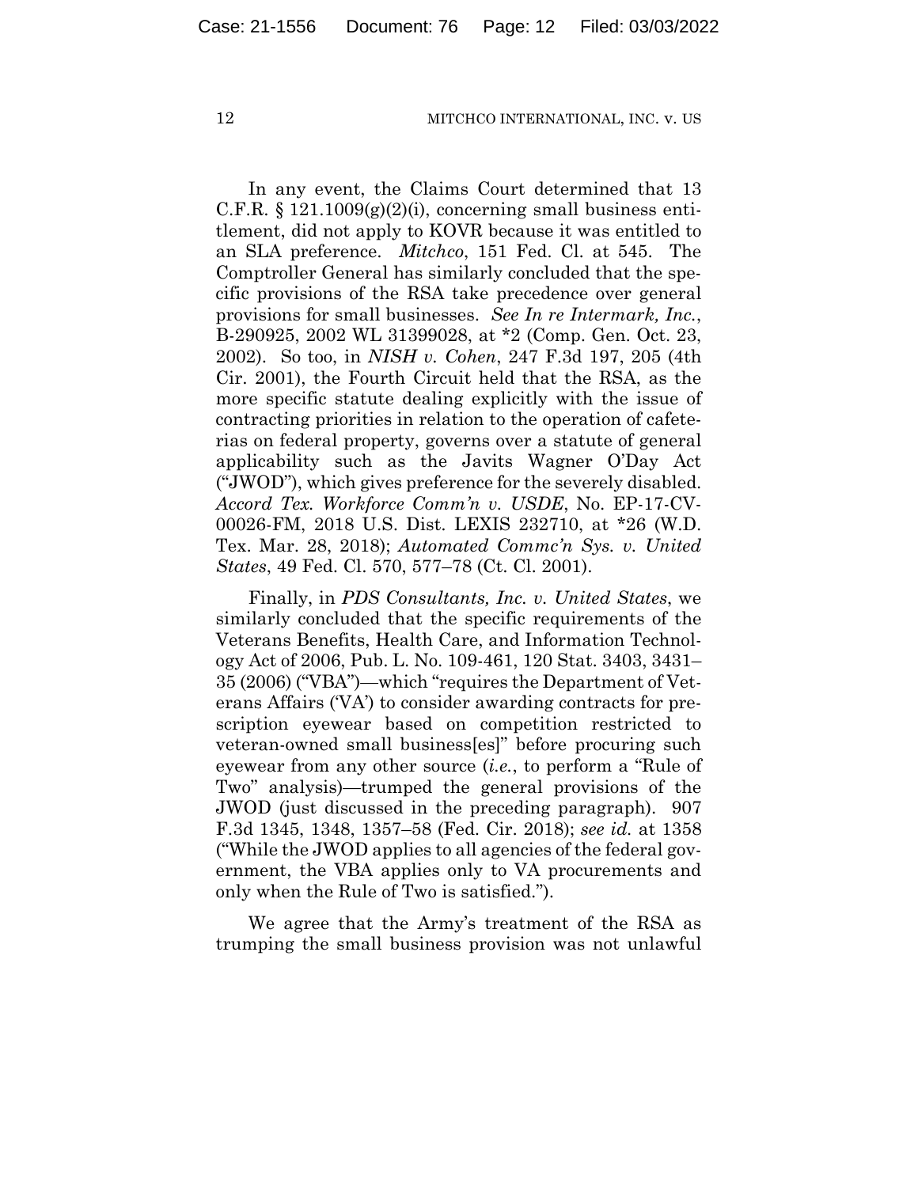In any event, the Claims Court determined that 13 C.F.R. § 121.1009(g)(2)(i), concerning small business entitlement, did not apply to KOVR because it was entitled to an SLA preference. *Mitchco*, 151 Fed. Cl. at 545. The Comptroller General has similarly concluded that the specific provisions of the RSA take precedence over general provisions for small businesses. *See In re Intermark, Inc.*, B-290925, 2002 WL 31399028, at *2 (Comp. Gen. Oct. 23, 2002). So too, in *NISH v. Cohen*, 247 F.3d 197, 205 (4th Cir. 2001), the Fourth Circuit held that the RSA, as the more specific statute dealing explicitly with the issue of contracting priorities in relation to the operation of cafeterias on federal property, governs over a statute of general applicability such as the Javits Wagner O'Day Act ("JWOD"), which gives preference for the severely disabled. *Accord Tex. Workforce Comm'n v. USDE*, No. EP-17-CV-00026-FM, 2018 U.S. Dist. LEXIS 232710, at *26 (W.D. Tex. Mar. 28, 2018); *Automated Commc'n Sys. v. United States*, 49 Fed. Cl. 570, 577–78 (Ct. Cl. 2001).

Finally, in *PDS Consultants, Inc. v. United States*, we similarly concluded that the specific requirements of the Veterans Benefits, Health Care, and Information Technology Act of 2006, Pub. L. No. 109-461, 120 Stat. 3403, 3431–35 (2006) ("VBA")—which "requires the Department of Veterans Affairs ('VA') to consider awarding contracts for prescription eyewear based on competition restricted to veteran-owned small business[es]" before procuring such eyewear from any other source (*i.e.*, to perform a "Rule of Two" analysis)—trumped the general provisions of the JWOD (just discussed in the preceding paragraph). 907 F.3d 1345, 1348, 1357–58 (Fed. Cir. 2018); *see id.* at 1358 ("While the JWOD applies to all agencies of the federal government, the VBA applies only to VA procurements and only when the Rule of Two is satisfied.").

We agree that the Army's treatment of the RSA as trumping the small business provision was not unlawful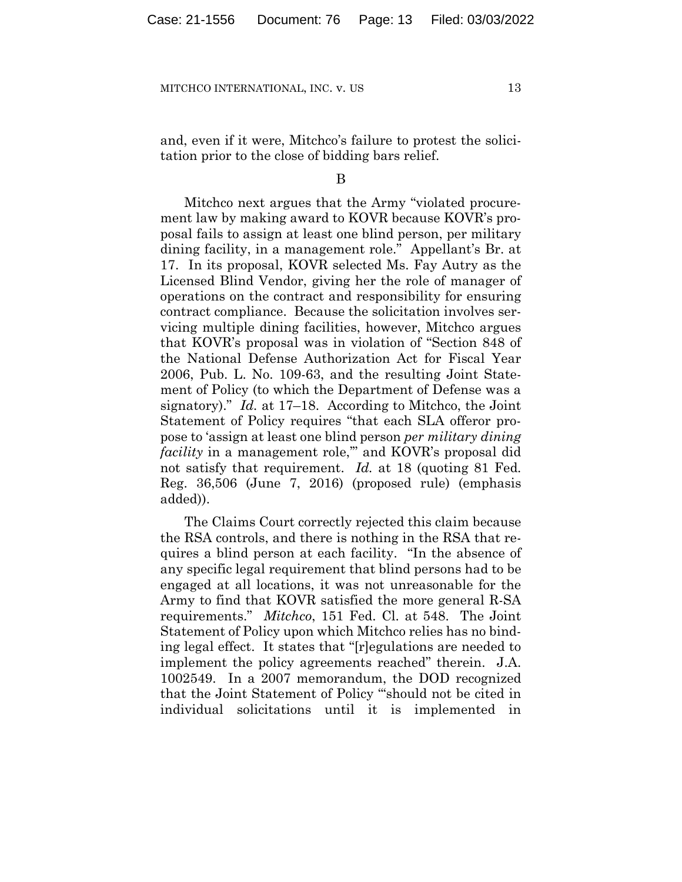and, even if it were, Mitchco's failure to protest the solicitation prior to the close of bidding bars relief.

B

Mitchco next argues that the Army "violated procurement law by making award to KOVR because KOVR's proposal fails to assign at least one blind person, per military dining facility, in a management role." Appellant's Br. at 17. In its proposal, KOVR selected Ms. Fay Autry as the Licensed Blind Vendor, giving her the role of manager of operations on the contract and responsibility for ensuring contract compliance. Because the solicitation involves servicing multiple dining facilities, however, Mitchco argues that KOVR's proposal was in violation of "Section 848 of the National Defense Authorization Act for Fiscal Year 2006, Pub. L. No. 109-63, and the resulting Joint Statement of Policy (to which the Department of Defense was a signatory)." *Id.* at 17–18. According to Mitchco, the Joint Statement of Policy requires "that each SLA offeror propose to 'assign at least one blind person *per military dining facility* in a management role,'" and KOVR's proposal did not satisfy that requirement. *Id.* at 18 (quoting 81 Fed. Reg. 36,506 (June 7, 2016) (proposed rule) (emphasis added)).

The Claims Court correctly rejected this claim because the RSA controls, and there is nothing in the RSA that requires a blind person at each facility. "In the absence of any specific legal requirement that blind persons had to be engaged at all locations, it was not unreasonable for the Army to find that KOVR satisfied the more general R-SA requirements." *Mitchco*, 151 Fed. Cl. at 548. The Joint Statement of Policy upon which Mitchco relies has no binding legal effect. It states that "[r]egulations are needed to implement the policy agreements reached" therein. J.A. 1002549. In a 2007 memorandum, the DOD recognized that the Joint Statement of Policy "'should not be cited in individual solicitations until it is implemented in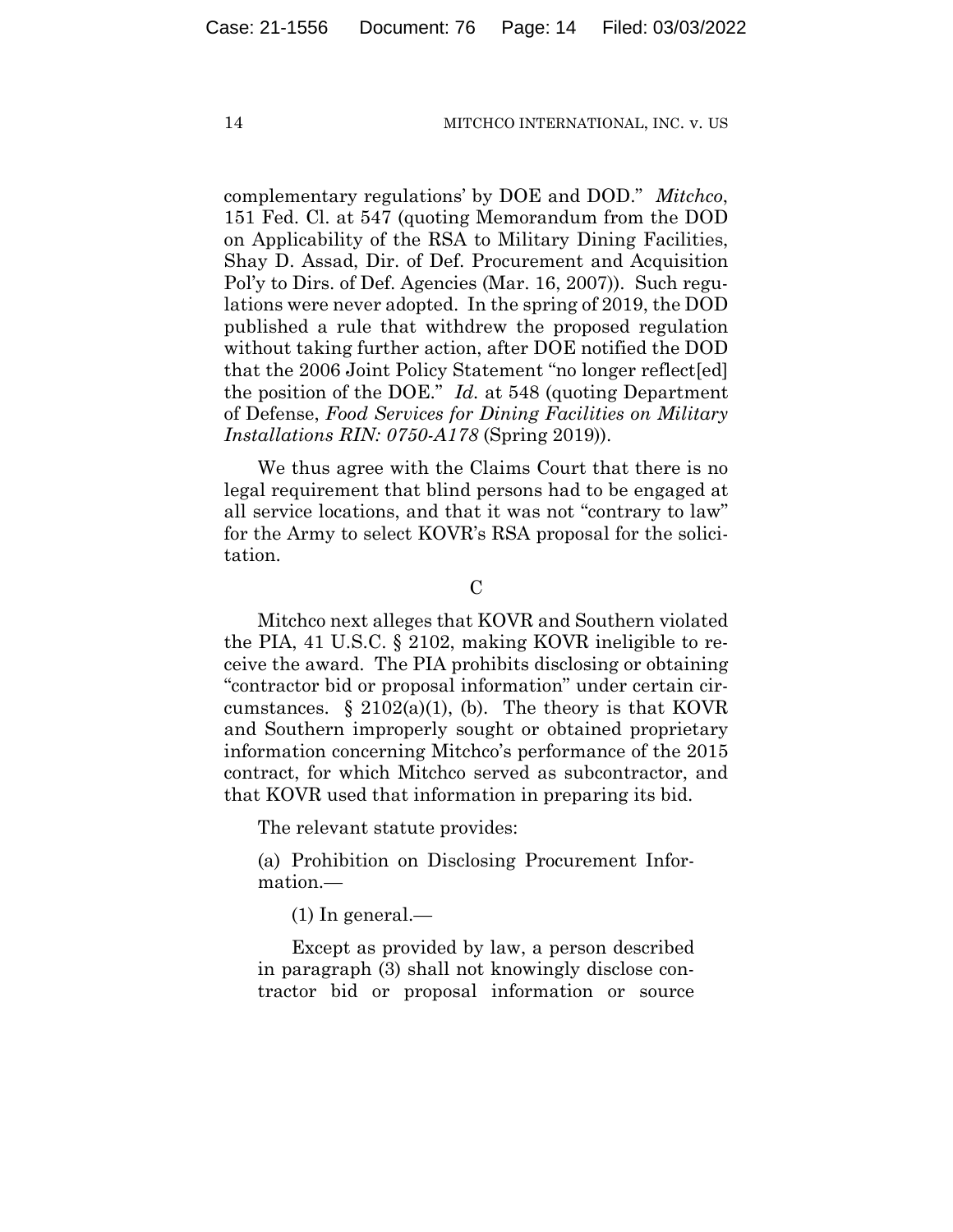complementary regulations' by DOE and DOD." *Mitchco*, 151 Fed. Cl. at 547 (quoting Memorandum from the DOD on Applicability of the RSA to Military Dining Facilities, Shay D. Assad, Dir. of Def. Procurement and Acquisition Pol'y to Dirs. of Def. Agencies (Mar. 16, 2007)). Such regulations were never adopted. In the spring of 2019, the DOD published a rule that withdrew the proposed regulation without taking further action, after DOE notified the DOD that the 2006 Joint Policy Statement "no longer reflect[ed] the position of the DOE." *Id.* at 548 (quoting Department of Defense, *Food Services for Dining Facilities on Military Installations RIN: 0750-A178* (Spring 2019)).

We thus agree with the Claims Court that there is no legal requirement that blind persons had to be engaged at all service locations, and that it was not "contrary to law" for the Army to select KOVR's RSA proposal for the solicitation.

C

Mitchco next alleges that KOVR and Southern violated the PIA, 41 U.S.C. § 2102, making KOVR ineligible to receive the award. The PIA prohibits disclosing or obtaining "contractor bid or proposal information" under certain circumstances. § 2102(a)(1), (b). The theory is that KOVR and Southern improperly sought or obtained proprietary information concerning Mitchco's performance of the 2015 contract, for which Mitchco served as subcontractor, and that KOVR used that information in preparing its bid.

The relevant statute provides:

(a) Prohibition on Disclosing Procurement Information.—

(1) In general.—

Except as provided by law, a person described in paragraph (3) shall not knowingly disclose contractor bid or proposal information or source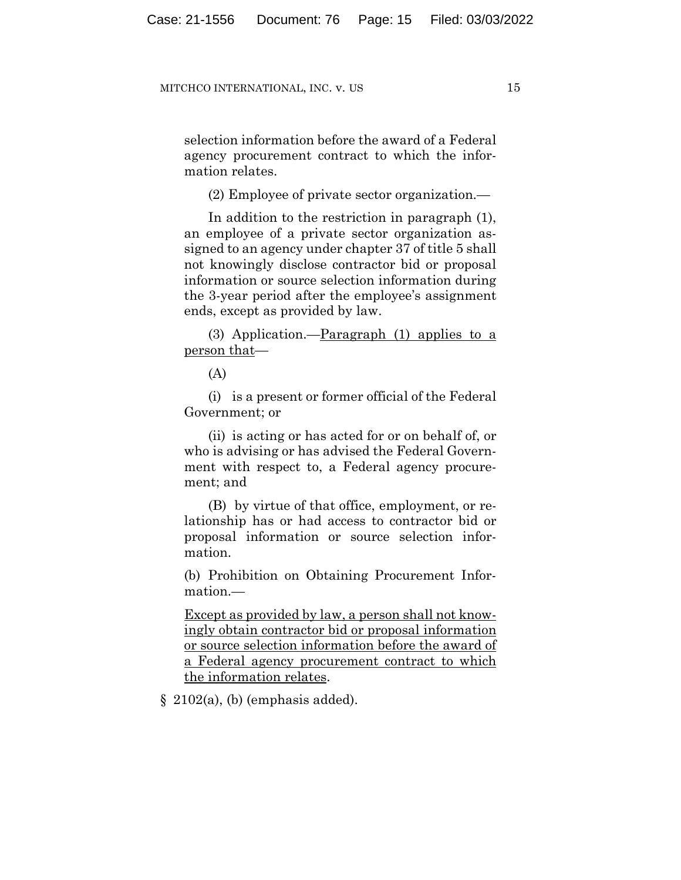selection information before the award of a Federal agency procurement contract to which the information relates.

(2) Employee of private sector organization.—

In addition to the restriction in paragraph (1), an employee of a private sector organization assigned to an agency under chapter 37 of title 5 shall not knowingly disclose contractor bid or proposal information or source selection information during the 3-year period after the employee's assignment ends, except as provided by law.

(3) Application.—<u>Paragraph (1) applies to a person that</u>—

(A)

(i) is a present or former official of the Federal Government; or

(ii) is acting or has acted for or on behalf of, or who is advising or has advised the Federal Government with respect to, a Federal agency procurement; and

(B) by virtue of that office, employment, or relationship has or had access to contractor bid or proposal information or source selection information.

(b) Prohibition on Obtaining Procurement Information.—

<u>Except as provided by law, a person shall not knowingly obtain contractor bid or proposal information or source selection information before the award of a Federal agency procurement contract to which the information relates</u>.

§ 2102(a), (b) (emphasis added).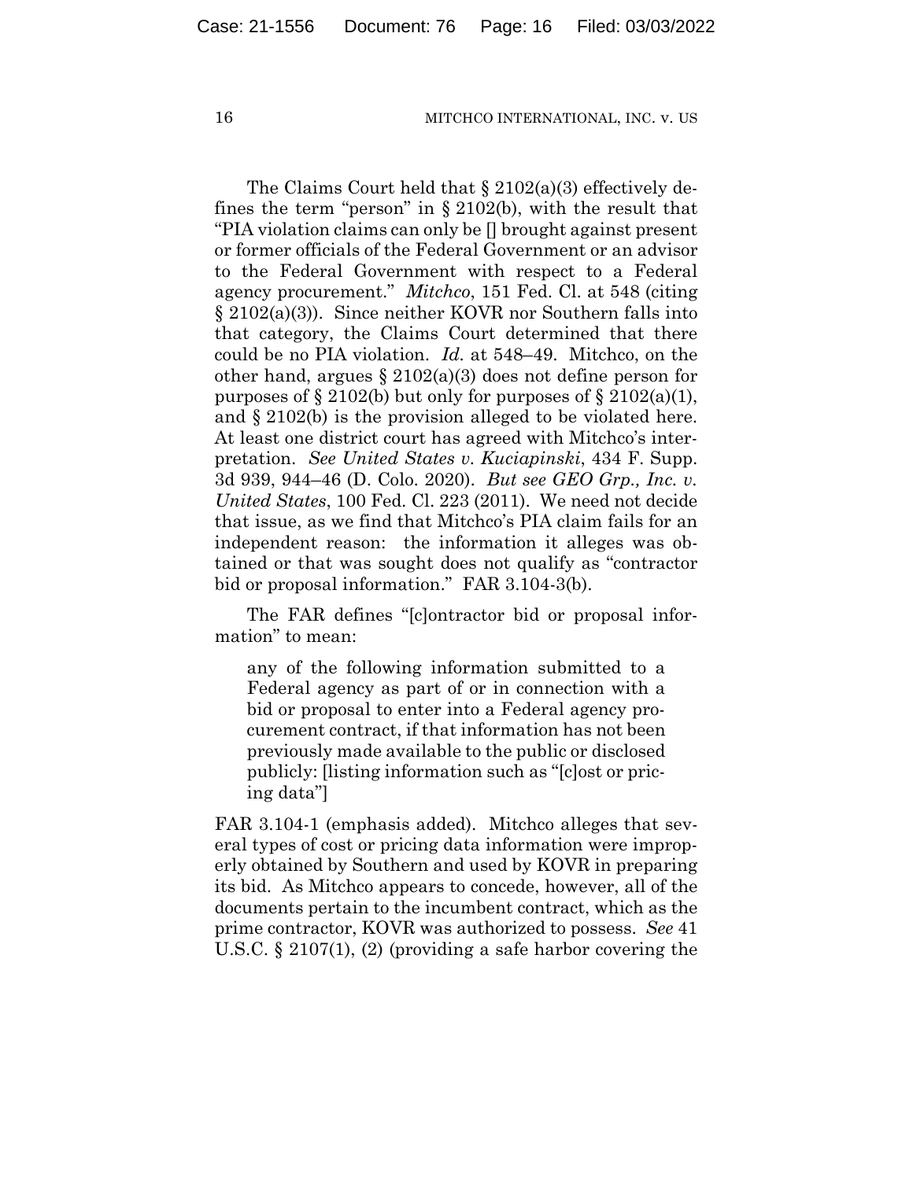The Claims Court held that § 2102(a)(3) effectively defines the term "person" in § 2102(b), with the result that "PIA violation claims can only be [] brought against present or former officials of the Federal Government or an advisor to the Federal Government with respect to a Federal agency procurement." *Mitchco*, 151 Fed. Cl. at 548 (citing § 2102(a)(3)). Since neither KOVR nor Southern falls into that category, the Claims Court determined that there could be no PIA violation. *Id.* at 548–49. Mitchco, on the other hand, argues § 2102(a)(3) does not define person for purposes of § 2102(b) but only for purposes of § 2102(a)(1), and § 2102(b) is the provision alleged to be violated here. At least one district court has agreed with Mitchco's interpretation. *See United States v. Kuciapinski*, 434 F. Supp. 3d 939, 944–46 (D. Colo. 2020). *But see GEO Grp., Inc. v. United States*, 100 Fed. Cl. 223 (2011). We need not decide that issue, as we find that Mitchco's PIA claim fails for an independent reason: the information it alleges was obtained or that was sought does not qualify as "contractor bid or proposal information." FAR 3.104-3(b).

The FAR defines "[c]ontractor bid or proposal information" to mean:

> any of the following information submitted to a Federal agency as part of or in connection with a bid or proposal to enter into a Federal agency procurement contract, if that information has not been previously made available to the public or disclosed publicly: [listing information such as "[c]ost or pricing data"]

FAR 3.104-1 (emphasis added). Mitchco alleges that several types of cost or pricing data information were improperly obtained by Southern and used by KOVR in preparing its bid. As Mitchco appears to concede, however, all of the documents pertain to the incumbent contract, which as the prime contractor, KOVR was authorized to possess. *See* 41 U.S.C. § 2107(1), (2) (providing a safe harbor covering the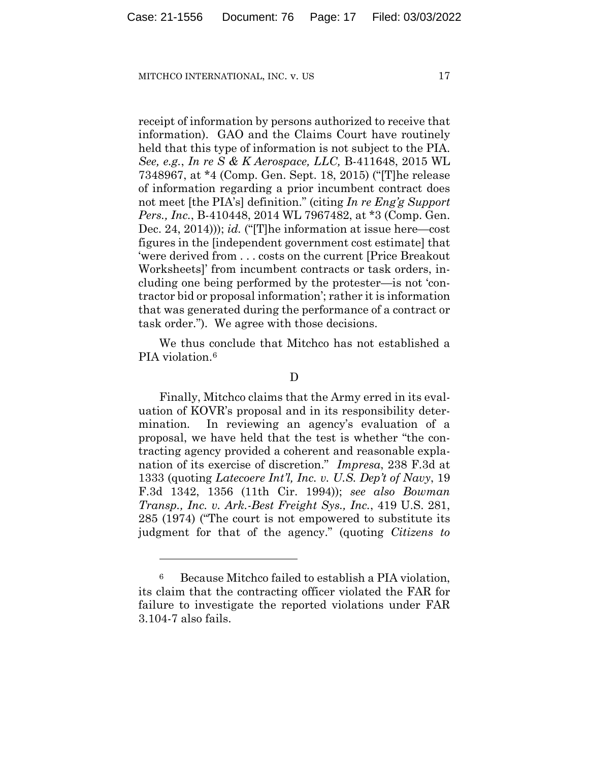receipt of information by persons authorized to receive that information). GAO and the Claims Court have routinely held that this type of information is not subject to the PIA. *See, e.g.*, *In re S & K Aerospace, LLC,* B-411648, 2015 WL 7348967, at *4 (Comp. Gen. Sept. 18, 2015) ("[T]he release of information regarding a prior incumbent contract does not meet [the PIA's] definition." (citing *In re Eng'g Support Pers., Inc.*, B-410448, 2014 WL 7967482, at *3 (Comp. Gen. Dec. 24, 2014))); *id.* ("[T]he information at issue here—cost figures in the [independent government cost estimate] that 'were derived from . . . costs on the current [Price Breakout Worksheets]' from incumbent contracts or task orders, including one being performed by the protester—is not 'contractor bid or proposal information'; rather it is information that was generated during the performance of a contract or task order."). We agree with those decisions.

We thus conclude that Mitchco has not established a PIA violation.[6]

D

Finally, Mitchco claims that the Army erred in its evaluation of KOVR's proposal and in its responsibility determination. In reviewing an agency's evaluation of a proposal, we have held that the test is whether "the contracting agency provided a coherent and reasonable explanation of its exercise of discretion." *Impresa*, 238 F.3d at 1333 (quoting *Latecoere Int'l, Inc. v. U.S. Dep't of Navy*, 19 F.3d 1342, 1356 (11th Cir. 1994)); *see also Bowman Transp., Inc. v. Ark.-Best Freight Sys., Inc.*, 419 U.S. 281, 285 (1974) ("The court is not empowered to substitute its judgment for that of the agency." (quoting *Citizens to*

---

[6] Because Mitchco failed to establish a PIA violation, its claim that the contracting officer violated the FAR for failure to investigate the reported violations under FAR 3.104-7 also fails.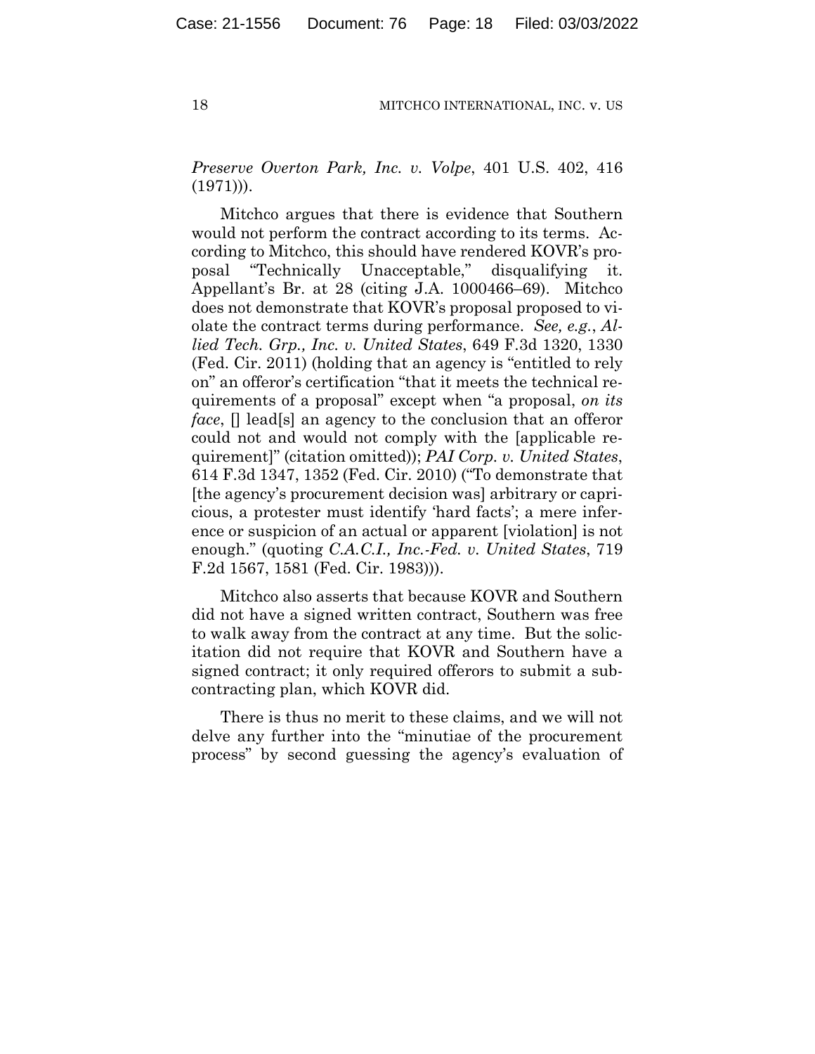*Preserve Overton Park, Inc. v. Volpe*, 401 U.S. 402, 416 (1971))).

Mitchco argues that there is evidence that Southern would not perform the contract according to its terms. According to Mitchco, this should have rendered KOVR's proposal "Technically Unacceptable," disqualifying it. Appellant's Br. at 28 (citing J.A. 1000466–69). Mitchco does not demonstrate that KOVR's proposal proposed to violate the contract terms during performance. *See, e.g.*, *Allied Tech. Grp., Inc. v. United States*, 649 F.3d 1320, 1330 (Fed. Cir. 2011) (holding that an agency is "entitled to rely on" an offeror's certification "that it meets the technical requirements of a proposal" except when "a proposal, *on its face*, [] lead[s] an agency to the conclusion that an offeror could not and would not comply with the [applicable requirement]" (citation omitted)); *PAI Corp. v. United States*, 614 F.3d 1347, 1352 (Fed. Cir. 2010) ("To demonstrate that [the agency's procurement decision was] arbitrary or capricious, a protester must identify 'hard facts'; a mere inference or suspicion of an actual or apparent [violation] is not enough." (quoting *C.A.C.I., Inc.-Fed. v. United States*, 719 F.2d 1567, 1581 (Fed. Cir. 1983))).

Mitchco also asserts that because KOVR and Southern did not have a signed written contract, Southern was free to walk away from the contract at any time. But the solicitation did not require that KOVR and Southern have a signed contract; it only required offerors to submit a subcontracting plan, which KOVR did.

There is thus no merit to these claims, and we will not delve any further into the "minutiae of the procurement process" by second guessing the agency's evaluation of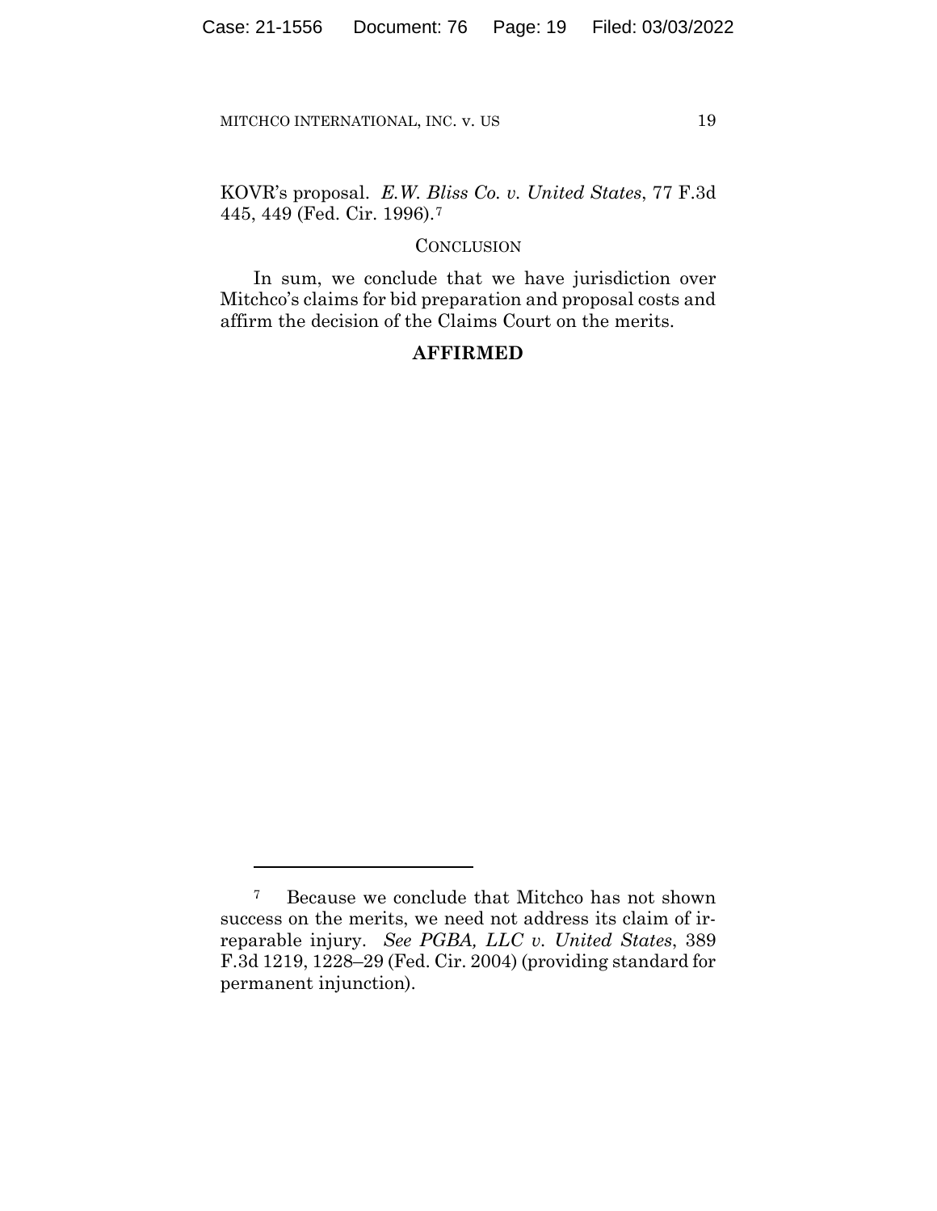KOVR's proposal. *E.W. Bliss Co. v. United States*, 77 F.3d 445, 449 (Fed. Cir. 1996).[7]

## CONCLUSION

In sum, we conclude that we have jurisdiction over Mitchco's claims for bid preparation and proposal costs and affirm the decision of the Claims Court on the merits.

**AFFIRMED**

---

[7] Because we conclude that Mitchco has not shown success on the merits, we need not address its claim of irreparable injury. *See PGBA, LLC v. United States*, 389 F.3d 1219, 1228–29 (Fed. Cir. 2004) (providing standard for permanent injunction).